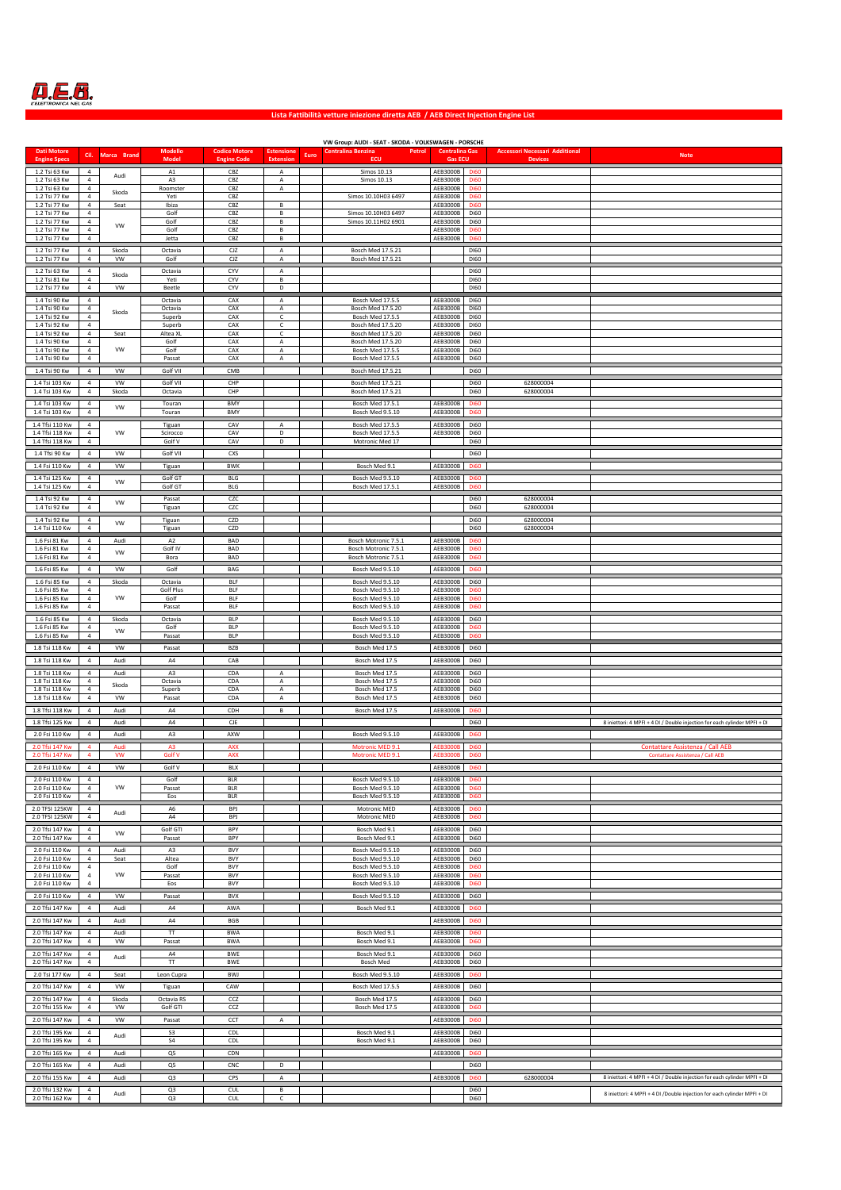A.E.B. L'ELETTRONICA NEL GAS

## Lista Fattibilità vetture iniezione diretta AEB / AEB Direct Injection Engine List

### VW Group: AUDI - SEAT - SKODA - VOLKSWAGEN - PORSCHE

| Dati Motore Engine Specs | Cil. | Marca Brand | Modello Model | Codice Motore Engine Code | Estensione Extension | Euro | Centralina Benzina Petrol ECU | Centralina Gas Gas ECU | | Accessori Necessari Additional Devices | Note |
|---|---|---|---|---|---|---|---|---|---|---|---|
| 1.2 Tsi 63 Kw | 4 | Audi | A1 | CBZ | A | | Simos 10.13 | AEB3000B | Di60 | | |
| 1.2 Tsi 63 Kw | 4 | | A3 | CBZ | A | | Simos 10.13 | AEB3000B | Di60 | | |
| 1.2 Tsi 63 Kw | 4 | Skoda | Roomster | CBZ | A | | | AEB3000B | Di60 | | |
| 1.2 Tsi 77 Kw | 4 | | Yeti | CBZ | | | Simos 10.10H03 6497 | AEB3000B | Di60 | | |
| 1.2 Tsi 77 Kw | 4 | Seat | Ibiza | CBZ | B | | | AEB3000B | Di60 | | |
| 1.2 Tsi 77 Kw | 4 | VW | Golf | CBZ | B | | Simos 10.10H03 6497 | AEB3000B | Di60 | | |
| 1.2 Tsi 77 Kw | 4 | | Golf | CBZ | B | | Simos 10.11H02 6901 | AEB3000B | Di60 | | |
| 1.2 Tsi 77 Kw | 4 | | Golf | CBZ | B | | | AEB3000B | Di60 | | |
| 1.2 Tsi 77 Kw | 4 | | Jetta | CBZ | B | | | AEB3000B | Di60 | | |
| 1.2 Tsi 77 Kw | 4 | Skoda | Octavia | CJZ | A | | Bosch Med 17.5.21 | | Di60 | | |
| 1.2 Tsi 77 Kw | 4 | VW | Golf | CJZ | A | | Bosch Med 17.5.21 | | Di60 | | |
| 1.2 Tsi 63 Kw | 4 | Skoda | Octavia | CYV | A | | | | Di60 | | |
| 1.2 Tsi 81 Kw | 4 | | Yeti | CYV | B | | | | Di60 | | |
| 1.2 Tsi 77 Kw | 4 | VW | Beetle | CYV | D | | | | Di60 | | |
| 1.4 Tsi 90 Kw | 4 | Skoda | Octavia | CAX | A | | Bosch Med 17.5.5 | AEB3000B | Di60 | | |
| 1.4 Tsi 90 Kw | 4 | | Octavia | CAX | A | | Bosch Med 17.5.20 | AEB3000B | Di60 | | |
| 1.4 Tsi 92 Kw | 4 | | Superb | CAX | C | | Bosch Med 17.5.5 | AEB3000B | Di60 | | |
| 1.4 Tsi 92 Kw | 4 | | Superb | CAX | C | | Bosch Med 17.5.20 | AEB3000B | Di60 | | |
| 1.4 Tsi 92 Kw | 4 | Seat | Altea XL | CAX | C | | Bosch Med 17.5.20 | AEB3000B | Di60 | | |
| 1.4 Tsi 90 Kw | 4 | VW | Golf | CAX | A | | Bosch Med 17.5.20 | AEB3000B | Di60 | | |
| 1.4 Tsi 90 Kw | 4 | | Golf | CAX | A | | Bosch Med 17.5.5 | AEB3000B | Di60 | | |
| 1.4 Tsi 90 Kw | 4 | | Passat | CAX | A | | Bosch Med 17.5.5 | AEB3000B | Di60 | | |
| 1.4 Tsi 90 Kw | 4 | VW | Golf VII | CMB | | | Bosch Med 17.5.21 | | Di60 | | |
| 1.4 Tsi 103 Kw | 4 | VW | Golf VII | CHP | | | Bosch Med 17.5.21 | | Di60 | 628000004 | |
| 1.4 Tsi 103 Kw | 4 | Skoda | Octavia | CHP | | | Bosch Med 17.5.21 | | Di60 | 628000004 | |
| 1.4 Tsi 103 Kw | 4 | VW | Touran | BMY | | | Bosch Med 17.5.1 | AEB3000B | Di60 | | |
| 1.4 Tsi 103 Kw | 4 | | Touran | BMY | | | Bosch Med 9.5.10 | AEB3000B | Di60 | | |
| 1.4 Tfsi 110 Kw | 4 | VW | Tiguan | CAV | A | | Bosch Med 17.5.5 | AEB3000B | Di60 | | |
| 1.4 Tfsi 118 Kw | 4 | | Scirocco | CAV | D | | Bosch Med 17.5.5 | AEB3000B | Di60 | | |
| 1.4 Tfsi 118 Kw | 4 | | Golf V | CAV | D | | Motronic Med 17 | | Di60 | | |
| 1.4 Tfsi 90 Kw | 4 | VW | Golf VII | CXS | | | | | Di60 | | |
| 1.4 Fsi 110 Kw | 4 | VW | Tiguan | BWK | | | Bosch Med 9.1 | AEB3000B | Di60 | | |
| 1.4 Tsi 125 Kw | 4 | VW | Golf GT | BLG | | | Bosch Med 9.5.10 | AEB3000B | Di60 | | |
| 1.4 Tsi 125 Kw | 4 | | Golf GT | BLG | | | Bosch Med 17.5.1 | AEB3000B | Di60 | | |
| 1.4 Tsi 92 Kw | 4 | VW | Passat | CZC | | | | | Di60 | 628000004 | |
| 1.4 Tsi 92 Kw | 4 | | Tiguan | CZC | | | | | Di60 | 628000004 | |
| 1.4 Tsi 92 Kw | 4 | VW | Tiguan | CZD | | | | | Di60 | 628000004 | |
| 1.4 Tsi 110 Kw | 4 | | Tiguan | CZD | | | | | Di60 | 628000004 | |
| 1.6 Fsi 81 Kw | 4 | Audi | A2 | BAD | | | Bosch Motronic 7.5.1 | AEB3000B | Di60 | | |
| 1.6 Fsi 81 Kw | 4 | VW | Golf IV | BAD | | | Bosch Motronic 7.5.1 | AEB3000B | Di60 | | |
| 1.6 Fsi 81 Kw | 4 | | Bora | BAD | | | Bosch Motronic 7.5.1 | AEB3000B | Di60 | | |
| 1.6 Fsi 85 Kw | 4 | VW | Golf | BAG | | | Bosch Med 9.5.10 | AEB3000B | Di60 | | |
| 1.6 Fsi 85 Kw | 4 | Skoda | Octavia | BLF | | | Bosch Med 9.5.10 | AEB3000B | Di60 | | |
| 1.6 Fsi 85 Kw | 4 | VW | Golf Plus | BLF | | | Bosch Med 9.5.10 | AEB3000B | Di60 | | |
| 1.6 Fsi 85 Kw | 4 | | Golf | BLF | | | Bosch Med 9.5.10 | AEB3000B | Di60 | | |
| 1.6 Fsi 85 Kw | 4 | | Passat | BLF | | | Bosch Med 9.5.10 | AEB3000B | Di60 | | |
| 1.6 Fsi 85 Kw | 4 | Skoda | Octavia | BLP | | | Bosch Med 9.5.10 | AEB3000B | Di60 | | |
| 1.6 Fsi 85 Kw | 4 | VW | Golf | BLP | | | Bosch Med 9.5.10 | AEB3000B | Di60 | | |
| 1.6 Fsi 85 Kw | 4 | | Passat | BLP | | | Bosch Med 9.5.10 | AEB3000B | Di60 | | |
| 1.8 Tsi 118 Kw | 4 | VW | Passat | BZB | | | Bosch Med 17.5 | AEB3000B | Di60 | | |
| 1.8 Tsi 118 Kw | 4 | Audi | A4 | CAB | | | Bosch Med 17.5 | AEB3000B | Di60 | | |
| 1.8 Tsi 118 Kw | 4 | Audi | A3 | CDA | A | | Bosch Med 17.5 | AEB3000B | Di60 | | |
| 1.8 Tsi 118 Kw | 4 | Skoda | Octavia | CDA | A | | Bosch Med 17.5 | AEB3000B | Di60 | | |
| 1.8 Tsi 118 Kw | 4 | | Superb | CDA | A | | Bosch Med 17.5 | AEB3000B | Di60 | | |
| 1.8 Tsi 118 Kw | 4 | VW | Passat | CDA | A | | Bosch Med 17.5 | AEB3000B | Di60 | | |
| 1.8 Tfsi 118 Kw | 4 | Audi | A4 | CDH | B | | Bosch Med 17.5 | AEB3000B | Di60 | | |
| 1.8 Tfsi 125 Kw | 4 | Audi | A4 | CJE | | | | | Di60 | | 8 iniettori: 4 MPFI + 4 DI / Double injection for each cylinder MPFI + DI |
| 2.0 Fsi 110 Kw | 4 | Audi | A3 | AXW | | | Bosch Med 9.5.10 | AEB3000B | Di60 | | |
| 2.0 Tfsi 147 Kw | 4 | Audi | A3 | AXX | | | Motronic MED 9.1 | AEB3000B | Di60 | | Contattare Assistenza / Call AEB |
| 2.0 Tfsi 147 Kw | 4 | VW | Golf V | AXX | | | Motronic MED 9.1 | AEB3000B | Di60 | | Contattare Assistenza / Call AEB |
| 2.0 Fsi 110 Kw | 4 | VW | Golf V | BLX | | | | AEB3000B | Di60 | | |
| 2.0 Fsi 110 Kw | 4 | VW | Golf | BLR | | | Bosch Med 9.5.10 | AEB3000B | Di60 | | |
| 2.0 Fsi 110 Kw | 4 | | Passat | BLR | | | Bosch Med 9.5.10 | AEB3000B | Di60 | | |
| 2.0 Fsi 110 Kw | 4 | | Eos | BLR | | | Bosch Med 9.5.10 | AEB3000B | Di60 | | |
| 2.0 TFSI 125KW | 4 | Audi | A6 | BPJ | | | Motronic MED | AEB3000B | Di60 | | |
| 2.0 TFSI 125KW | 4 | | A4 | BPJ | | | Motronic MED | AEB3000B | Di60 | | |
| 2.0 Tfsi 147 Kw | 4 | VW | Golf GTI | BPY | | | Bosch Med 9.1 | AEB3000B | Di60 | | |
| 2.0 Tfsi 147 Kw | 4 | | Passat | BPY | | | Bosch Med 9.1 | AEB3000B | Di60 | | |
| 2.0 Fsi 110 Kw | 4 | Audi | A3 | BVY | | | Bosch Med 9.5.10 | AEB3000B | Di60 | | |
| 2.0 Fsi 110 Kw | 4 | Seat | Altea | BVY | | | Bosch Med 9.5.10 | AEB3000B | Di60 | | |
| 2.0 Fsi 110 Kw | 4 | VW | Golf | BVY | | | Bosch Med 9.5.10 | AEB3000B | Di60 | | |
| 2.0 Fsi 110 Kw | 4 | | Passat | BVY | | | Bosch Med 9.5.10 | AEB3000B | Di60 | | |
| 2.0 Fsi 110 Kw | 4 | | Eos | BVY | | | Bosch Med 9.5.10 | AEB3000B | Di60 | | |
| 2.0 Fsi 110 Kw | 4 | VW | Passat | BVX | | | Bosch Med 9.5.10 | AEB3000B | Di60 | | |
| 2.0 Tfsi 147 Kw | 4 | Audi | A4 | AWA | | | Bosch Med 9.1 | AEB3000B | Di60 | | |
| 2.0 Tfsi 147 Kw | 4 | Audi | A4 | BGB | | | | AEB3000B | Di60 | | |
| 2.0 Tfsi 147 Kw | 4 | Audi | TT | BWA | | | Bosch Med 9.1 | AEB3000B | Di60 | | |
| 2.0 Tfsi 147 Kw | 4 | VW | Passat | BWA | | | Bosch Med 9.1 | AEB3000B | Di60 | | |
| 2.0 Tfsi 147 Kw | 4 | Audi | A4 | BWE | | | Bosch Med 9.1 | AEB3000B | Di60 | | |
| 2.0 Tfsi 147 Kw | 4 | | TT | BWE | | | Bosch Med | AEB3000B | Di60 | | |
| 2.0 Tsi 177 Kw | 4 | Seat | Leon Cupra | BWJ | | | Bosch Med 9.5.10 | AEB3000B | Di60 | | |
| 2.0 Tfsi 147 Kw | 4 | VW | Tiguan | CAW | | | Bosch Med 17.5.5 | AEB3000B | Di60 | | |
| 2.0 Tfsi 147 Kw | 4 | Skoda | Octavia RS | CCZ | | | Bosch Med 17.5 | AEB3000B | Di60 | | |
| 2.0 Tfsi 155 Kw | 4 | VW | Golf GTI | CCZ | | | Bosch Med 17.5 | AEB3000B | Di60 | | |
| 2.0 Tfsi 147 Kw | 4 | VW | Passat | CCT | A | | | AEB3000B | Di60 | | |
| 2.0 Tfsi 195 Kw | 4 | Audi | S3 | CDL | | | Bosch Med 9.1 | AEB3000B | Di60 | | |
| 2.0 Tfsi 195 Kw | 4 | | S4 | CDL | | | Bosch Med 9.1 | AEB3000B | Di60 | | |
| 2.0 Tfsi 165 Kw | 4 | Audi | Q5 | CDN | | | | AEB3000B | Di60 | | |
| 2.0 Tfsi 165 Kw | 4 | Audi | Q5 | CNC | D | | | | Di60 | | |
| 2.0 Tfsi 155 Kw | 4 | Audi | Q3 | CPS | A | | | AEB3000B | Di60 | 628000004 | 8 iniettori: 4 MPFI + 4 DI / Double injection for each cylinder MPFI + DI |
| 2.0 Tfsi 132 Kw | 4 | Audi | Q3 | CUL | B | | | | Di60 | | 8 iniettori: 4 MPFI + 4 DI /Double injection for each cylinder MPFI + DI |
| 2.0 Tfsi 162 Kw | 4 | | Q3 | CUL | C | | | | Di60 | | |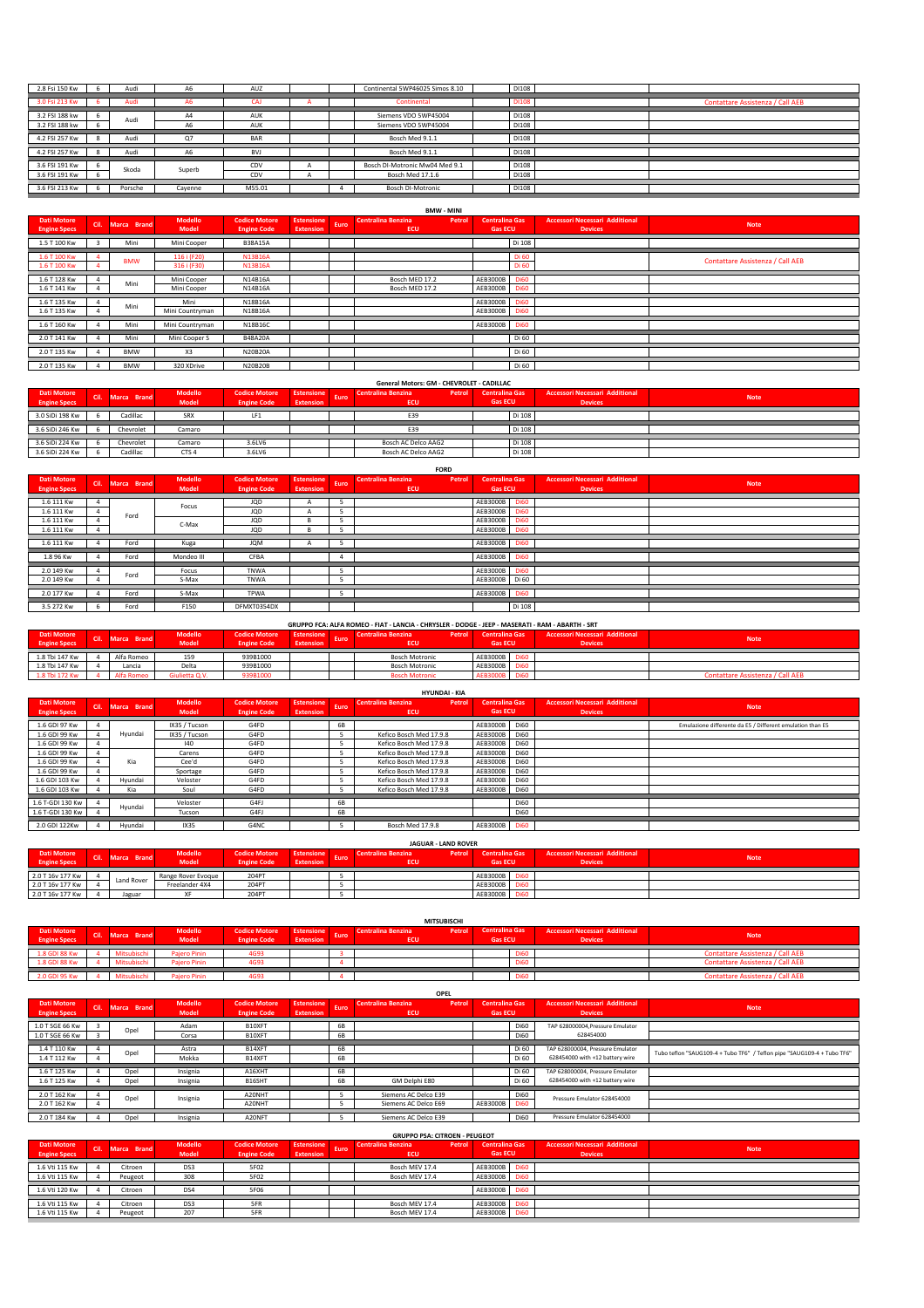| Dati Motore Engine Specs | Cil. | Marca Brand | Modello Model | Codice Motore Engine Code | Estensione Extension | Euro | Centralina Benzina Petrol ECU | Centralina Gas Gas ECU | | Accessori Necessari Additional Devices | Note |
|---|---|---|---|---|---|---|---|---|---|---|---|
| 2.8 Fsi 150 Kw | 6 | Audi | A6 | AUZ | | | Continental 5WP46025 Simos 8.10 | | DI108 | | |
| 3.0 Fsi 213 Kw | 6 | Audi | A6 | CAJ | A | | Continental | | DI108 | | Contattare Assistenza / Call AEB |
| 3.2 FSI 188 kw | 6 | Audi | A4 | AUK | | | Siemens VDO 5WP45004 | | DI108 | | |
| 3.2 FSI 188 kw | 6 | Audi | A6 | AUK | | | Siemens VDO 5WP45004 | | DI108 | | |
| 4.2 FSI 257 Kw | 8 | Audi | Q7 | BAR | | | Bosch Med 9.1.1 | | DI108 | | |
| 4.2 FSI 257 Kw | 8 | Audi | A6 | BVJ | | | Bosch Med 9.1.1 | | DI108 | | |
| 3.6 FSI 191 Kw | 6 | Skoda | Superb | CDV | A | | Bosch DI-Motronic Mw04 Med 9.1 | | DI108 | | |
| 3.6 FSI 191 Kw | 6 | Skoda | Superb | CDV | A | | Bosch Med 17.1.6 | | DI108 | | |
| 3.6 FSI 213 Kw | 6 | Porsche | Cayenne | M55.01 | | 4 | Bosch DI-Motronic | | DI108 | | |

## BMW - MINI

| Dati Motore Engine Specs | Cil. | Marca Brand | Modello Model | Codice Motore Engine Code | Estensione Extension | Euro | Centralina Benzina Petrol ECU | Centralina Gas Gas ECU | | Accessori Necessari Additional Devices | Note |
|---|---|---|---|---|---|---|---|---|---|---|---|
| 1.5 T 100 Kw | 3 | Mini | Mini Cooper | B38A15A | | | | | Di 108 | | |
| 1.6 T 100 Kw | 4 | BMW | 116 i (F20) | N13B16A | | | | | Di 60 | | Contattare Assistenza / Call AEB |
| 1.6 T 100 Kw | 4 | BMW | 316 i (F30) | N13B16A | | | | | Di 60 | | |
| 1.6 T 128 Kw | 4 | Mini | Mini Cooper | N14B16A | | | Bosch MED 17.2 | AEB3000B | Di60 | | |
| 1.6 T 141 Kw | 4 | Mini | Mini Cooper | N14B16A | | | Bosch MED 17.2 | AEB3000B | Di60 | | |
| 1.6 T 135 Kw | 4 | Mini | Mini | N18B16A | | | | AEB3000B | Di60 | | |
| 1.6 T 135 Kw | 4 | Mini | Mini Countryman | N18B16A | | | | AEB3000B | Di60 | | |
| 1.6 T 160 Kw | 4 | Mini | Mini Countryman | N18B16C | | | | AEB3000B | Di60 | | |
| 2.0 T 141 Kw | 4 | Mini | Mini Cooper S | B48A20A | | | | | Di 60 | | |
| 2.0 T 135 Kw | 4 | BMW | X3 | N20B20A | | | | | Di 60 | | |
| 2.0 T 135 Kw | 4 | BMW | 320 XDrive | N20B20B | | | | | Di 60 | | |

## General Motors: GM - CHEVROLET - CADILLAC

| Dati Motore Engine Specs | Cil. | Marca Brand | Modello Model | Codice Motore Engine Code | Estensione Extension | Euro | Centralina Benzina Petrol ECU | Centralina Gas Gas ECU | | Accessori Necessari Additional Devices | Note |
|---|---|---|---|---|---|---|---|---|---|---|---|
| 3.0 SiDi 198 Kw | 6 | Cadillac | SRX | LF1 | | | E39 | | Di 108 | | |
| 3.6 SiDi 246 Kw | 6 | Chevrolet | Camaro | | | | E39 | | Di 108 | | |
| 3.6 SiDi 224 Kw | 6 | Chevrolet | Camaro | 3.6LV6 | | | Bosch AC Delco AAG2 | | Di 108 | | |
| 3.6 SiDi 224 Kw | 6 | Cadillac | CTS 4 | 3.6LV6 | | | Bosch AC Delco AAG2 | | Di 108 | | |

## FORD

| Dati Motore Engine Specs | Cil. | Marca Brand | Modello Model | Codice Motore Engine Code | Estensione Extension | Euro | Centralina Benzina Petrol ECU | Centralina Gas Gas ECU | | Accessori Necessari Additional Devices | Note |
|---|---|---|---|---|---|---|---|---|---|---|---|
| 1.6 111 Kw | 4 | Ford | Focus | JQD | A | 5 | | AEB3000B | Di60 | | |
| 1.6 111 Kw | 4 | Ford | Focus | JQD | A | 5 | | AEB3000B | Di60 | | |
| 1.6 111 Kw | 4 | Ford | C-Max | JQD | B | 5 | | AEB3000B | Di60 | | |
| 1.6 111 Kw | 4 | Ford | C-Max | JQD | B | 5 | | AEB3000B | Di60 | | |
| 1.6 111 Kw | 4 | Ford | Kuga | JQM | A | 5 | | AEB3000B | Di60 | | |
| 1.8 96 Kw | 4 | Ford | Mondeo III | CFBA | | 4 | | AEB3000B | Di60 | | |
| 2.0 149 Kw | 4 | Ford | Focus | TNWA | | 5 | | AEB3000B | Di60 | | |
| 2.0 149 Kw | 4 | Ford | S-Max | TNWA | | 5 | | AEB3000B | Di 60 | | |
| 2.0 177 Kw | 4 | Ford | S-Max | TPWA | | 5 | | AEB3000B | Di60 | | |
| 3.5 272 Kw | 6 | Ford | F150 | DFMXT0354DX | | | | | Di 108 | | |

## GRUPPO FCA: ALFA ROMEO - FIAT - LANCIA - CHRYSLER - DODGE - JEEP - MASERATI - RAM - ABARTH - SRT

| Dati Motore Engine Specs | Cil. | Marca Brand | Modello Model | Codice Motore Engine Code | Estensione Extension | Euro | Centralina Benzina Petrol ECU | Centralina Gas Gas ECU | | Accessori Necessari Additional Devices | Note |
|---|---|---|---|---|---|---|---|---|---|---|---|
| 1.8 Tbi 147 Kw | 4 | Alfa Romeo | 159 | 939B1000 | | | Bosch Motronic | AEB3000B | Di60 | | |
| 1.8 Tbi 147 Kw | 4 | Lancia | Delta | 939B1000 | | | Bosch Motronic | AEB3000B | Di60 | | |
| 1.8 Tbi 172 Kw | 4 | Alfa Romeo | Giulietta Q.V. | 939B1000 | | | Bosch Motronic | AEB3000B | Di60 | | Contattare Assistenza / Call AEB |

## HYUNDAI - KIA

| Dati Motore Engine Specs | Cil. | Marca Brand | Modello Model | Codice Motore Engine Code | Estensione Extension | Euro | Centralina Benzina Petrol ECU | Centralina Gas Gas ECU | | Accessori Necessari Additional Devices | Note |
|---|---|---|---|---|---|---|---|---|---|---|---|
| 1.6 GDI 97 Kw | 4 | Hyundai | IX35 / Tucson | G4FD | | 6B | | AEB3000B | Di60 | | Emulazione differente da E5 / Different emulation than E5 |
| 1.6 GDI 99 Kw | 4 | Hyundai | IX35 / Tucson | G4FD | | 5 | Kefico Bosch Med 17.9.8 | AEB3000B | Di60 | | |
| 1.6 GDI 99 Kw | 4 | Hyundai | I40 | G4FD | | 5 | Kefico Bosch Med 17.9.8 | AEB3000B | Di60 | | |
| 1.6 GDI 99 Kw | 4 | Kia | Carens | G4FD | | 5 | Kefico Bosch Med 17.9.8 | AEB3000B | Di60 | | |
| 1.6 GDI 99 Kw | 4 | Kia | Cee'd | G4FD | | 5 | Kefico Bosch Med 17.9.8 | AEB3000B | Di60 | | |
| 1.6 GDI 99 Kw | 4 | Kia | Sportage | G4FD | | 5 | Kefico Bosch Med 17.9.8 | AEB3000B | Di60 | | |
| 1.6 GDI 103 Kw | 4 | Hyundai | Veloster | G4FD | | 5 | Kefico Bosch Med 17.9.8 | AEB3000B | Di60 | | |
| 1.6 GDI 103 Kw | 4 | Kia | Soul | G4FD | | 5 | Kefico Bosch Med 17.9.8 | AEB3000B | Di60 | | |
| 1.6 T-GDI 130 Kw | 4 | Hyundai | Veloster | G4FJ | | 6B | | | Di60 | | |
| 1.6 T-GDI 130 Kw | 4 | Hyundai | Tucson | G4FJ | | 6B | | | Di60 | | |
| 2.0 GDI 122Kw | 4 | Hyundai | IX35 | G4NC | | 5 | Bosch Med 17.9.8 | AEB3000B | Di60 | | |

## JAGUAR - LAND ROVER

| Dati Motore Engine Specs | Cil. | Marca Brand | Modello Model | Codice Motore Engine Code | Estensione Extension | Euro | Centralina Benzina Petrol ECU | Centralina Gas Gas ECU | | Accessori Necessari Additional Devices | Note |
|---|---|---|---|---|---|---|---|---|---|---|---|
| 2.0 T 16v 177 Kw | 4 | Land Rover | Range Rover Evoque | 204PT | | 5 | | AEB3000B | Di60 | | |
| 2.0 T 16v 177 Kw | 4 | Land Rover | Freelander 4X4 | 204PT | | 5 | | AEB3000B | Di60 | | |
| 2.0 T 16v 177 Kw | 4 | Jaguar | XF | 204PT | | 5 | | AEB3000B | Di60 | | |

## MITSUBISCHI

| Dati Motore Engine Specs | Cil. | Marca Brand | Modello Model | Codice Motore Engine Code | Estensione Extension | Euro | Centralina Benzina Petrol ECU | Centralina Gas Gas ECU | | Accessori Necessari Additional Devices | Note |
|---|---|---|---|---|---|---|---|---|---|---|---|
| 1.8 GDI 88 Kw | 4 | Mitsubischi | Pajero Pinin | 4G93 | | 3 | | | Di60 | | Contattare Assistenza / Call AEB |
| 1.8 GDI 88 Kw | 4 | Mitsubischi | Pajero Pinin | 4G93 | | 4 | | | Di60 | | Contattare Assistenza / Call AEB |
| 2.0 GDI 95 Kw | 4 | Mitsubischi | Pajero Pinin | 4G93 | | 4 | | | Di60 | | Contattare Assistenza / Call AEB |

## OPEL

| Dati Motore Engine Specs | Cil. | Marca Brand | Modello Model | Codice Motore Engine Code | Estensione Extension | Euro | Centralina Benzina Petrol ECU | Centralina Gas Gas ECU | | Accessori Necessari Additional Devices | Note |
|---|---|---|---|---|---|---|---|---|---|---|---|
| 1.0 T SGE 66 Kw | 3 | Opel | Adam | B10XFT | | 6B | | | Di60 | TAP 628000004,Pressure Emulator 628454000 | |
| 1.0 T SGE 66 Kw | 3 | Opel | Corsa | B10XFT | | 6B | | | Di60 | | |
| 1.4 T 110 Kw | 4 | Opel | Astra | B14XFT | | 6B | | | Di 60 | TAP 628000004, Pressure Emulator 628454000 with +12 battery wire | Tubo teflon "SAUG109-4 + Tubo TF6" / Teflon pipe "SAUG109-4 + Tubo TF6" |
| 1.4 T 112 Kw | 4 | Opel | Mokka | B14XFT | | 6B | | | Di 60 | | |
| 1.6 T 125 Kw | 4 | Opel | Insignia | A16XHT | | 6B | | | Di 60 | TAP 628000004, Pressure Emulator 628454000 with +12 battery wire | |
| 1.6 T 125 Kw | 4 | Opel | Insignia | B16SHT | | 6B | GM Delphi E80 | | Di 60 | | |
| 2.0 T 162 Kw | 4 | Opel | Insignia | A20NHT | | 5 | Siemens AC Delco E39 | | Di60 | Pressure Emulator 628454000 | |
| 2.0 T 162 Kw | 4 | Opel | Insignia | A20NHT | | 5 | Siemens AC Delco E69 | AEB3000B | Di60 | | |
| 2.0 T 184 Kw | 4 | Opel | Insignia | A20NFT | | 5 | Siemens AC Delco E39 | | Di60 | Pressure Emulator 628454000 | |

## GRUPPO PSA: CITROEN - PEUGEOT

| Dati Motore Engine Specs | Cil. | Marca Brand | Modello Model | Codice Motore Engine Code | Estensione Extension | Euro | Centralina Benzina Petrol ECU | Centralina Gas Gas ECU | | Accessori Necessari Additional Devices | Note |
|---|---|---|---|---|---|---|---|---|---|---|---|
| 1.6 Vti 115 Kw | 4 | Citroen | DS3 | 5F02 | | | Bosch MEV 17.4 | AEB3000B | Di60 | | |
| 1.6 Vti 115 Kw | 4 | Peugeot | 308 | 5F02 | | | Bosch MEV 17.4 | AEB3000B | Di60 | | |
| 1.6 Vti 120 Kw | 4 | Citroen | DS4 | 5F06 | | | | AEB3000B | Di60 | | |
| 1.6 Vti 115 Kw | 4 | Citroen | DS3 | 5FR | | | Bosch MEV 17.4 | AEB3000B | Di60 | | |
| 1.6 Vti 115 Kw | 4 | Peugeot | 207 | 5FR | | | Bosch MEV 17.4 | AEB3000B | Di60 | | |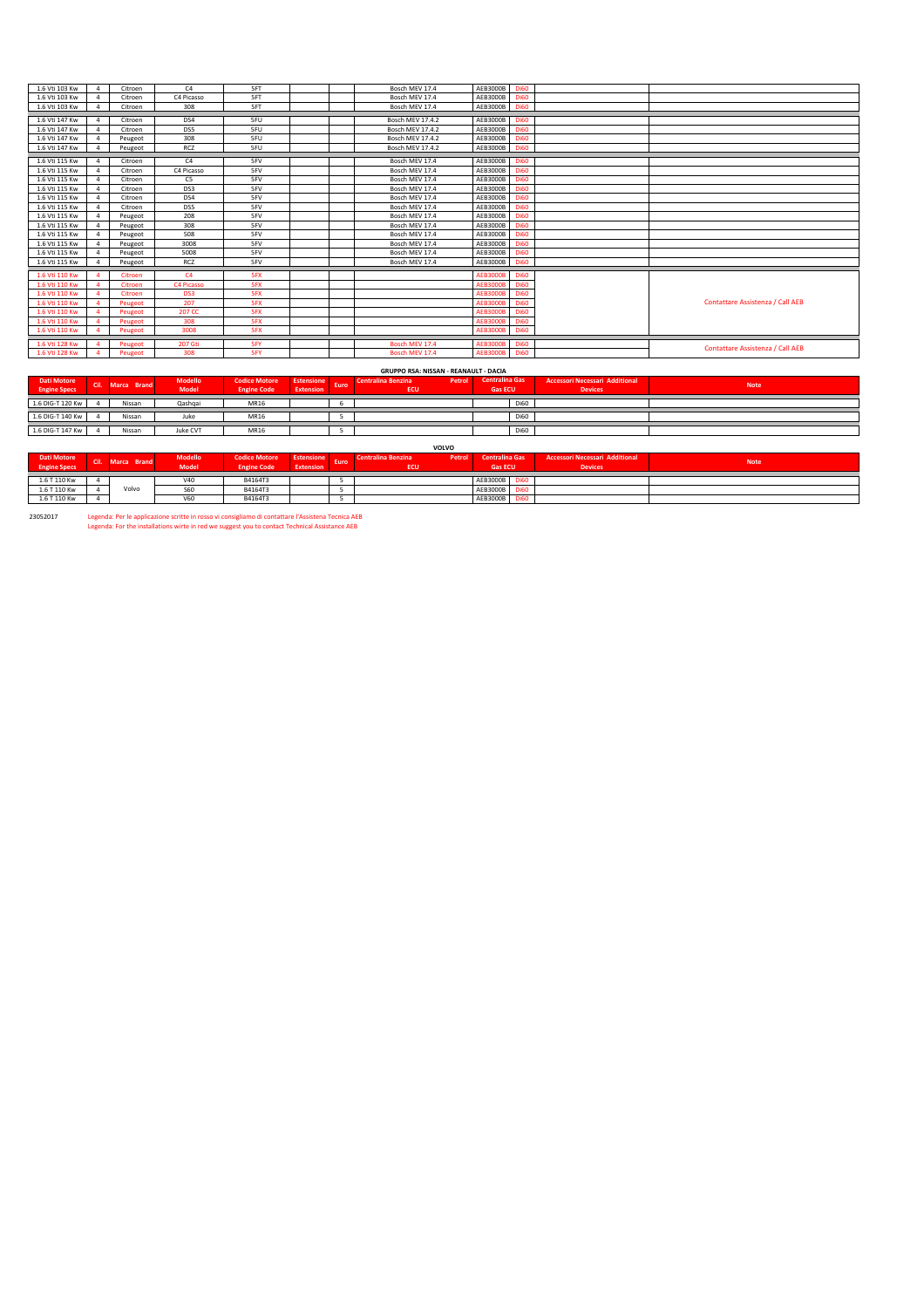| | | | | | | | | | | |
|---|---|---|---|---|---|---|---|---|---|---|
| 1.6 Vti 103 Kw | 4 | Citroen | C4 | 5FT | | | Bosch MEV 17.4 | AEB3000B | Di60 | | |
| 1.6 Vti 103 Kw | 4 | Citroen | C4 Picasso | 5FT | | | Bosch MEV 17.4 | AEB3000B | Di60 | | |
| 1.6 Vti 103 Kw | 4 | Citroen | 308 | 5FT | | | Bosch MEV 17.4 | AEB3000B | Di60 | | |
| 1.6 Vti 147 Kw | 4 | Citroen | DS4 | 5FU | | | Bosch MEV 17.4.2 | AEB3000B | Di60 | | |
| 1.6 Vti 147 Kw | 4 | Citroen | DS5 | 5FU | | | Bosch MEV 17.4.2 | AEB3000B | Di60 | | |
| 1.6 Vti 147 Kw | 4 | Peugeot | 308 | 5FU | | | Bosch MEV 17.4.2 | AEB3000B | Di60 | | |
| 1.6 Vti 147 Kw | 4 | Peugeot | RCZ | 5FU | | | Bosch MEV 17.4.2 | AEB3000B | Di60 | | |
| 1.6 Vti 115 Kw | 4 | Citroen | C4 | 5FV | | | Bosch MEV 17.4 | AEB3000B | Di60 | | |
| 1.6 Vti 115 Kw | 4 | Citroen | C4 Picasso | 5FV | | | Bosch MEV 17.4 | AEB3000B | Di60 | | |
| 1.6 Vti 115 Kw | 4 | Citroen | C5 | 5FV | | | Bosch MEV 17.4 | AEB3000B | Di60 | | |
| 1.6 Vti 115 Kw | 4 | Citroen | DS3 | 5FV | | | Bosch MEV 17.4 | AEB3000B | Di60 | | |
| 1.6 Vti 115 Kw | 4 | Citroen | DS4 | 5FV | | | Bosch MEV 17.4 | AEB3000B | Di60 | | |
| 1.6 Vti 115 Kw | 4 | Citroen | DS5 | 5FV | | | Bosch MEV 17.4 | AEB3000B | Di60 | | |
| 1.6 Vti 115 Kw | 4 | Peugeot | 208 | 5FV | | | Bosch MEV 17.4 | AEB3000B | Di60 | | |
| 1.6 Vti 115 Kw | 4 | Peugeot | 308 | 5FV | | | Bosch MEV 17.4 | AEB3000B | Di60 | | |
| 1.6 Vti 115 Kw | 4 | Peugeot | 508 | 5FV | | | Bosch MEV 17.4 | AEB3000B | Di60 | | |
| 1.6 Vti 115 Kw | 4 | Peugeot | 3008 | 5FV | | | Bosch MEV 17.4 | AEB3000B | Di60 | | |
| 1.6 Vti 115 Kw | 4 | Peugeot | 5008 | 5FV | | | Bosch MEV 17.4 | AEB3000B | Di60 | | |
| 1.6 Vti 115 Kw | 4 | Peugeot | RCZ | 5FV | | | Bosch MEV 17.4 | AEB3000B | Di60 | | |
| 1.6 Vti 110 Kw | 4 | Citroen | C4 | 5FX | | | | AEB3000B | Di60 | | Contattare Assistenza / Call AEB |
| 1.6 Vti 110 Kw | 4 | Citroen | C4 Picasso | 5FX | | | | AEB3000B | Di60 | | |
| 1.6 Vti 110 Kw | 4 | Citroen | DS3 | 5FX | | | | AEB3000B | Di60 | | |
| 1.6 Vti 110 Kw | 4 | Peugeot | 207 | 5FX | | | | AEB3000B | Di60 | | |
| 1.6 Vti 110 Kw | 4 | Peugeot | 207 CC | 5FX | | | | AEB3000B | Di60 | | |
| 1.6 Vti 110 Kw | 4 | Peugeot | 308 | 5FX | | | | AEB3000B | Di60 | | |
| 1.6 Vti 110 Kw | 4 | Peugeot | 3008 | 5FX | | | | AEB3000B | Di60 | | |
| 1.6 Vti 128 Kw | 4 | Peugeot | 207 Gti | 5FY | | | Bosch MEV 17.4 | AEB3000B | Di60 | | Contattare Assistenza / Call AEB |
| 1.6 Vti 128 Kw | 4 | Peugeot | 308 | 5FY | | | Bosch MEV 17.4 | AEB3000B | Di60 | | |

**GRUPPO RSA: NISSAN - REANAULT - DACIA**

| Dati Motore Engine Specs | Cil. | Marca Brand | Modello Model | Codice Motore Engine Code | Estensione Extension | Euro | Centralina Benzina Petrol ECU | Centralina Gas Gas ECU | | Accessori Necessari Additional Devices | Note |
|---|---|---|---|---|---|---|---|---|---|---|---|
| 1.6 DIG-T 120 Kw | 4 | Nissan | Qashqai | MR16 | | 6 | | | Di60 | | |
| 1.6 DIG-T 140 Kw | 4 | Nissan | Juke | MR16 | | 5 | | | Di60 | | |
| 1.6 DIG-T 147 Kw | 4 | Nissan | Juke CVT | MR16 | | 5 | | | Di60 | | |

**VOLVO**

| Dati Motore Engine Specs | Cil. | Marca Brand | Modello Model | Codice Motore Engine Code | Estensione Extension | Euro | Centralina Benzina Petrol ECU | Centralina Gas Gas ECU | | Accessori Necessari Additional Devices | Note |
|---|---|---|---|---|---|---|---|---|---|---|---|
| 1.6 T 110 Kw | 4 | Volvo | V40 | B4164T3 | | 5 | | AEB3000B | Di60 | | |
| 1.6 T 110 Kw | 4 | Volvo | S60 | B4164T3 | | 5 | | AEB3000B | Di60 | | |
| 1.6 T 110 Kw | 4 | Volvo | V60 | B4164T3 | | 5 | | AEB3000B | Di60 | | |

23052017

Legenda: Per le applicazione scritte in rosso vi consigliamo di contattare l'Assistena Tecnica AEB
Legenda: For the installations wirte in red we suggest you to contact Technical Assistance AEB